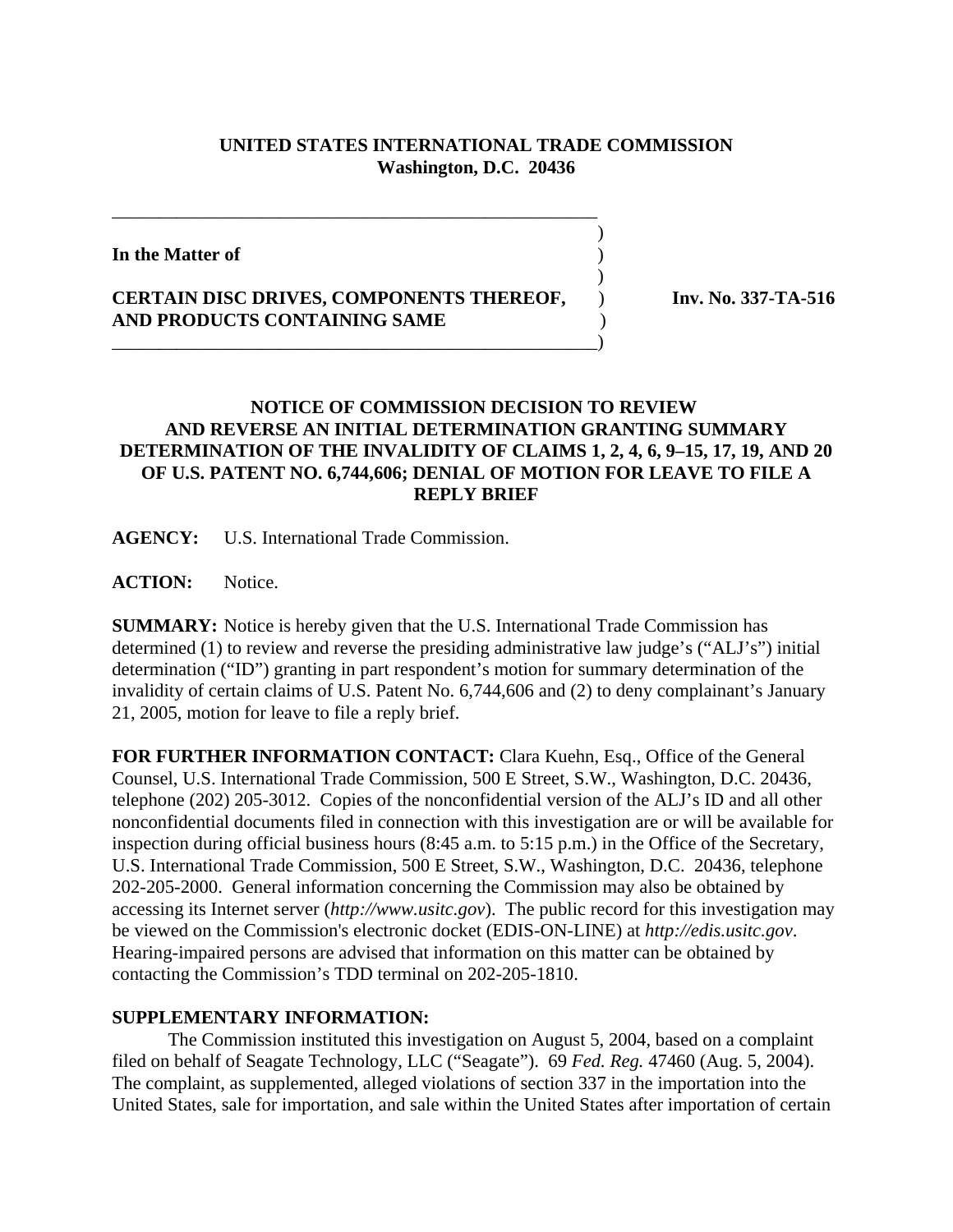**UNITED STATES INTERNATIONAL TRADE COMMISSION**
**Washington, D.C. 20436**

**In the Matter of**

**CERTAIN DISC DRIVES, COMPONENTS THEREOF, AND PRODUCTS CONTAINING SAME**

**Inv. No. 337-TA-516**

## NOTICE OF COMMISSION DECISION TO REVIEW AND REVERSE AN INITIAL DETERMINATION GRANTING SUMMARY DETERMINATION OF THE INVALIDITY OF CLAIMS 1, 2, 4, 6, 9–15, 17, 19, AND 20 OF U.S. PATENT NO. 6,744,606; DENIAL OF MOTION FOR LEAVE TO FILE A REPLY BRIEF

**AGENCY:** U.S. International Trade Commission.

**ACTION:** Notice.

**SUMMARY:** Notice is hereby given that the U.S. International Trade Commission has determined (1) to review and reverse the presiding administrative law judge's ("ALJ's") initial determination ("ID") granting in part respondent's motion for summary determination of the invalidity of certain claims of U.S. Patent No. 6,744,606 and (2) to deny complainant's January 21, 2005, motion for leave to file a reply brief.

**FOR FURTHER INFORMATION CONTACT:** Clara Kuehn, Esq., Office of the General Counsel, U.S. International Trade Commission, 500 E Street, S.W., Washington, D.C. 20436, telephone (202) 205-3012. Copies of the nonconfidential version of the ALJ's ID and all other nonconfidential documents filed in connection with this investigation are or will be available for inspection during official business hours (8:45 a.m. to 5:15 p.m.) in the Office of the Secretary, U.S. International Trade Commission, 500 E Street, S.W., Washington, D.C. 20436, telephone 202-205-2000. General information concerning the Commission may also be obtained by accessing its Internet server (*http://www.usitc.gov*). The public record for this investigation may be viewed on the Commission's electronic docket (EDIS-ON-LINE) at *http://edis.usitc.gov*. Hearing-impaired persons are advised that information on this matter can be obtained by contacting the Commission's TDD terminal on 202-205-1810.

**SUPPLEMENTARY INFORMATION:**

The Commission instituted this investigation on August 5, 2004, based on a complaint filed on behalf of Seagate Technology, LLC ("Seagate"). 69 *Fed. Reg.* 47460 (Aug. 5, 2004). The complaint, as supplemented, alleged violations of section 337 in the importation into the United States, sale for importation, and sale within the United States after importation of certain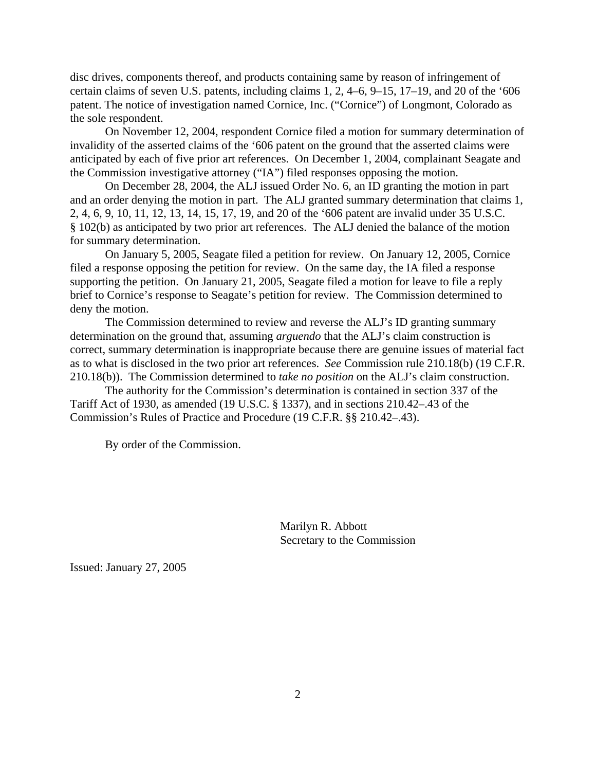disc drives, components thereof, and products containing same by reason of infringement of certain claims of seven U.S. patents, including claims 1, 2, 4–6, 9–15, 17–19, and 20 of the '606 patent. The notice of investigation named Cornice, Inc. ("Cornice") of Longmont, Colorado as the sole respondent.

On November 12, 2004, respondent Cornice filed a motion for summary determination of invalidity of the asserted claims of the '606 patent on the ground that the asserted claims were anticipated by each of five prior art references. On December 1, 2004, complainant Seagate and the Commission investigative attorney ("IA") filed responses opposing the motion.

On December 28, 2004, the ALJ issued Order No. 6, an ID granting the motion in part and an order denying the motion in part. The ALJ granted summary determination that claims 1, 2, 4, 6, 9, 10, 11, 12, 13, 14, 15, 17, 19, and 20 of the '606 patent are invalid under 35 U.S.C. § 102(b) as anticipated by two prior art references. The ALJ denied the balance of the motion for summary determination.

On January 5, 2005, Seagate filed a petition for review. On January 12, 2005, Cornice filed a response opposing the petition for review. On the same day, the IA filed a response supporting the petition. On January 21, 2005, Seagate filed a motion for leave to file a reply brief to Cornice's response to Seagate's petition for review. The Commission determined to deny the motion.

The Commission determined to review and reverse the ALJ's ID granting summary determination on the ground that, assuming *arguendo* that the ALJ's claim construction is correct, summary determination is inappropriate because there are genuine issues of material fact as to what is disclosed in the two prior art references. *See* Commission rule 210.18(b) (19 C.F.R. 210.18(b)). The Commission determined to *take no position* on the ALJ's claim construction.

The authority for the Commission's determination is contained in section 337 of the Tariff Act of 1930, as amended (19 U.S.C. § 1337), and in sections 210.42–.43 of the Commission's Rules of Practice and Procedure (19 C.F.R. §§ 210.42–.43).

By order of the Commission.

Marilyn R. Abbott
Secretary to the Commission

Issued: January 27, 2005